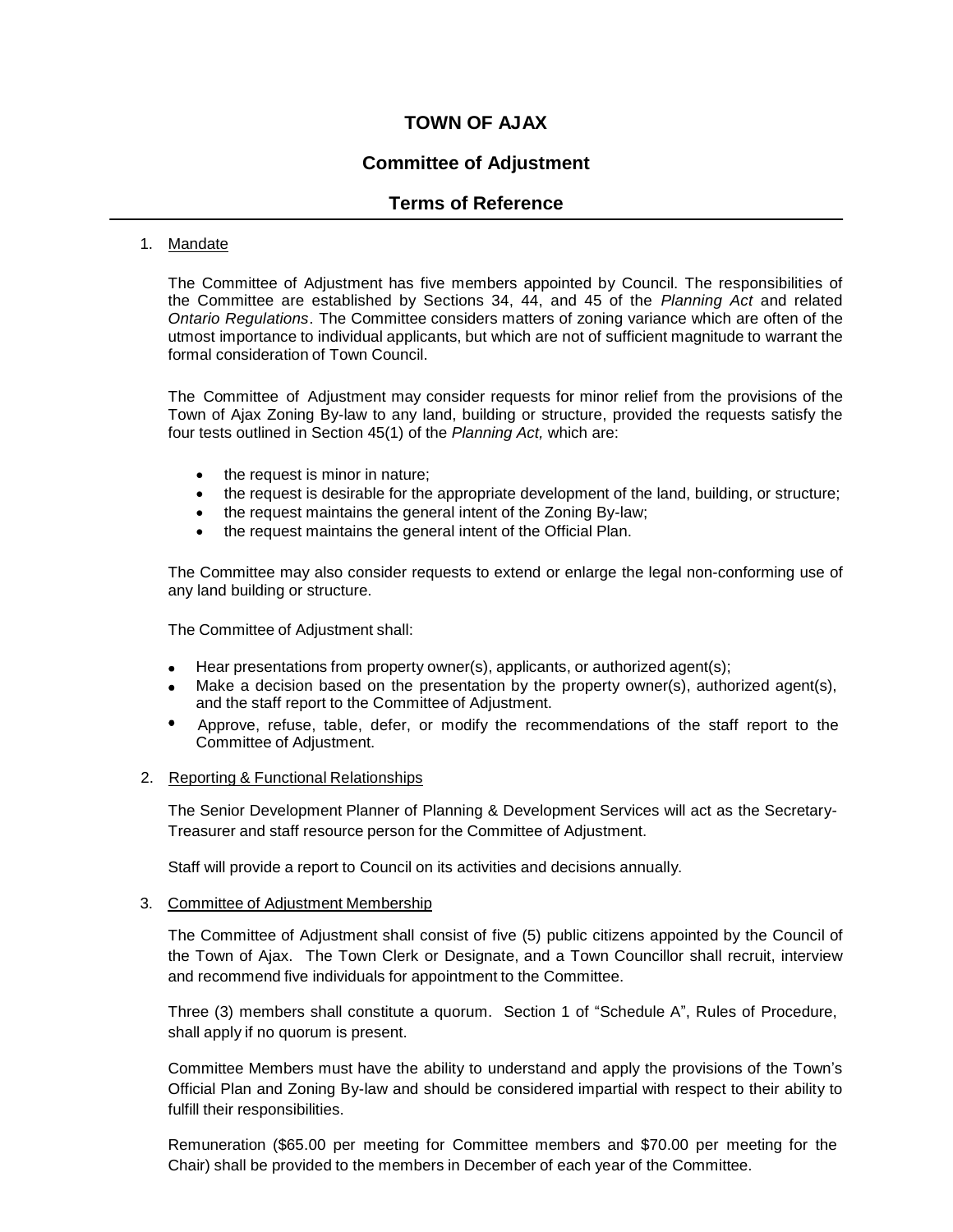# TOWN OF AJAX

## Committee of Adjustment

## Terms of Reference

1. Mandate

   The Committee of Adjustment has five members appointed by Council. The responsibilities of the Committee are established by Sections 34, 44, and 45 of the *Planning Act* and related *Ontario Regulations*. The Committee considers matters of zoning variance which are often of the utmost importance to individual applicants, but which are not of sufficient magnitude to warrant the formal consideration of Town Council.

   The Committee of Adjustment may consider requests for minor relief from the provisions of the Town of Ajax Zoning By-law to any land, building or structure, provided the requests satisfy the four tests outlined in Section 45(1) of the *Planning Act,* which are:

   - the request is minor in nature;
   - the request is desirable for the appropriate development of the land, building, or structure;
   - the request maintains the general intent of the Zoning By-law;
   - the request maintains the general intent of the Official Plan.

   The Committee may also consider requests to extend or enlarge the legal non-conforming use of any land building or structure.

   The Committee of Adjustment shall:

   - Hear presentations from property owner(s), applicants, or authorized agent(s);
   - Make a decision based on the presentation by the property owner(s), authorized agent(s), and the staff report to the Committee of Adjustment.
   - Approve, refuse, table, defer, or modify the recommendations of the staff report to the Committee of Adjustment.

2. Reporting & Functional Relationships

   The Senior Development Planner of Planning & Development Services will act as the Secretary-Treasurer and staff resource person for the Committee of Adjustment.

   Staff will provide a report to Council on its activities and decisions annually.

3. Committee of Adjustment Membership

   The Committee of Adjustment shall consist of five (5) public citizens appointed by the Council of the Town of Ajax. The Town Clerk or Designate, and a Town Councillor shall recruit, interview and recommend five individuals for appointment to the Committee.

   Three (3) members shall constitute a quorum. Section 1 of "Schedule A", Rules of Procedure, shall apply if no quorum is present.

   Committee Members must have the ability to understand and apply the provisions of the Town's Official Plan and Zoning By-law and should be considered impartial with respect to their ability to fulfill their responsibilities.

   Remuneration ($65.00 per meeting for Committee members and $70.00 per meeting for the Chair) shall be provided to the members in December of each year of the Committee.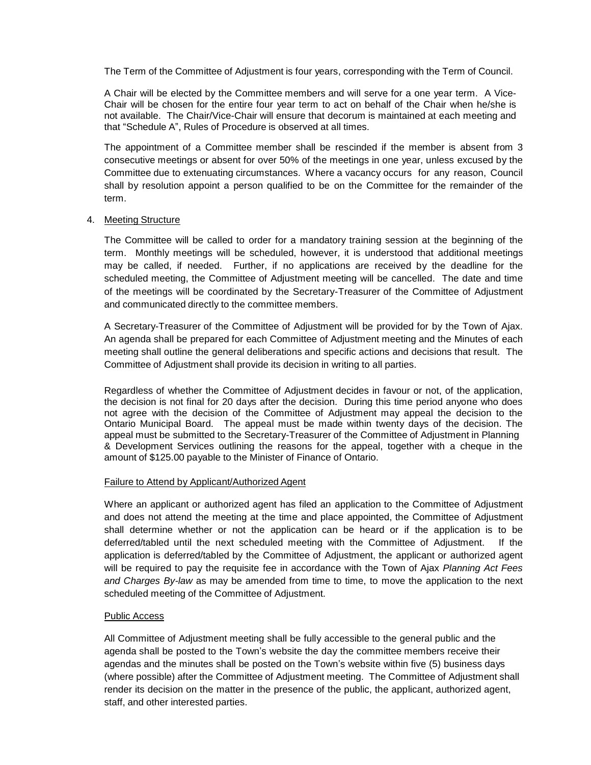The Term of the Committee of Adjustment is four years, corresponding with the Term of Council.

A Chair will be elected by the Committee members and will serve for a one year term. A Vice-Chair will be chosen for the entire four year term to act on behalf of the Chair when he/she is not available. The Chair/Vice-Chair will ensure that decorum is maintained at each meeting and that "Schedule A", Rules of Procedure is observed at all times.

The appointment of a Committee member shall be rescinded if the member is absent from 3 consecutive meetings or absent for over 50% of the meetings in one year, unless excused by the Committee due to extenuating circumstances. Where a vacancy occurs for any reason, Council shall by resolution appoint a person qualified to be on the Committee for the remainder of the term.

4. Meeting Structure

The Committee will be called to order for a mandatory training session at the beginning of the term. Monthly meetings will be scheduled, however, it is understood that additional meetings may be called, if needed. Further, if no applications are received by the deadline for the scheduled meeting, the Committee of Adjustment meeting will be cancelled. The date and time of the meetings will be coordinated by the Secretary-Treasurer of the Committee of Adjustment and communicated directly to the committee members.

A Secretary-Treasurer of the Committee of Adjustment will be provided for by the Town of Ajax. An agenda shall be prepared for each Committee of Adjustment meeting and the Minutes of each meeting shall outline the general deliberations and specific actions and decisions that result. The Committee of Adjustment shall provide its decision in writing to all parties.

Regardless of whether the Committee of Adjustment decides in favour or not, of the application, the decision is not final for 20 days after the decision. During this time period anyone who does not agree with the decision of the Committee of Adjustment may appeal the decision to the Ontario Municipal Board. The appeal must be made within twenty days of the decision. The appeal must be submitted to the Secretary-Treasurer of the Committee of Adjustment in Planning & Development Services outlining the reasons for the appeal, together with a cheque in the amount of $125.00 payable to the Minister of Finance of Ontario.

Failure to Attend by Applicant/Authorized Agent

Where an applicant or authorized agent has filed an application to the Committee of Adjustment and does not attend the meeting at the time and place appointed, the Committee of Adjustment shall determine whether or not the application can be heard or if the application is to be deferred/tabled until the next scheduled meeting with the Committee of Adjustment. If the application is deferred/tabled by the Committee of Adjustment, the applicant or authorized agent will be required to pay the requisite fee in accordance with the Town of Ajax *Planning Act Fees and Charges By-law* as may be amended from time to time, to move the application to the next scheduled meeting of the Committee of Adjustment.

Public Access

All Committee of Adjustment meeting shall be fully accessible to the general public and the agenda shall be posted to the Town's website the day the committee members receive their agendas and the minutes shall be posted on the Town's website within five (5) business days (where possible) after the Committee of Adjustment meeting. The Committee of Adjustment shall render its decision on the matter in the presence of the public, the applicant, authorized agent, staff, and other interested parties.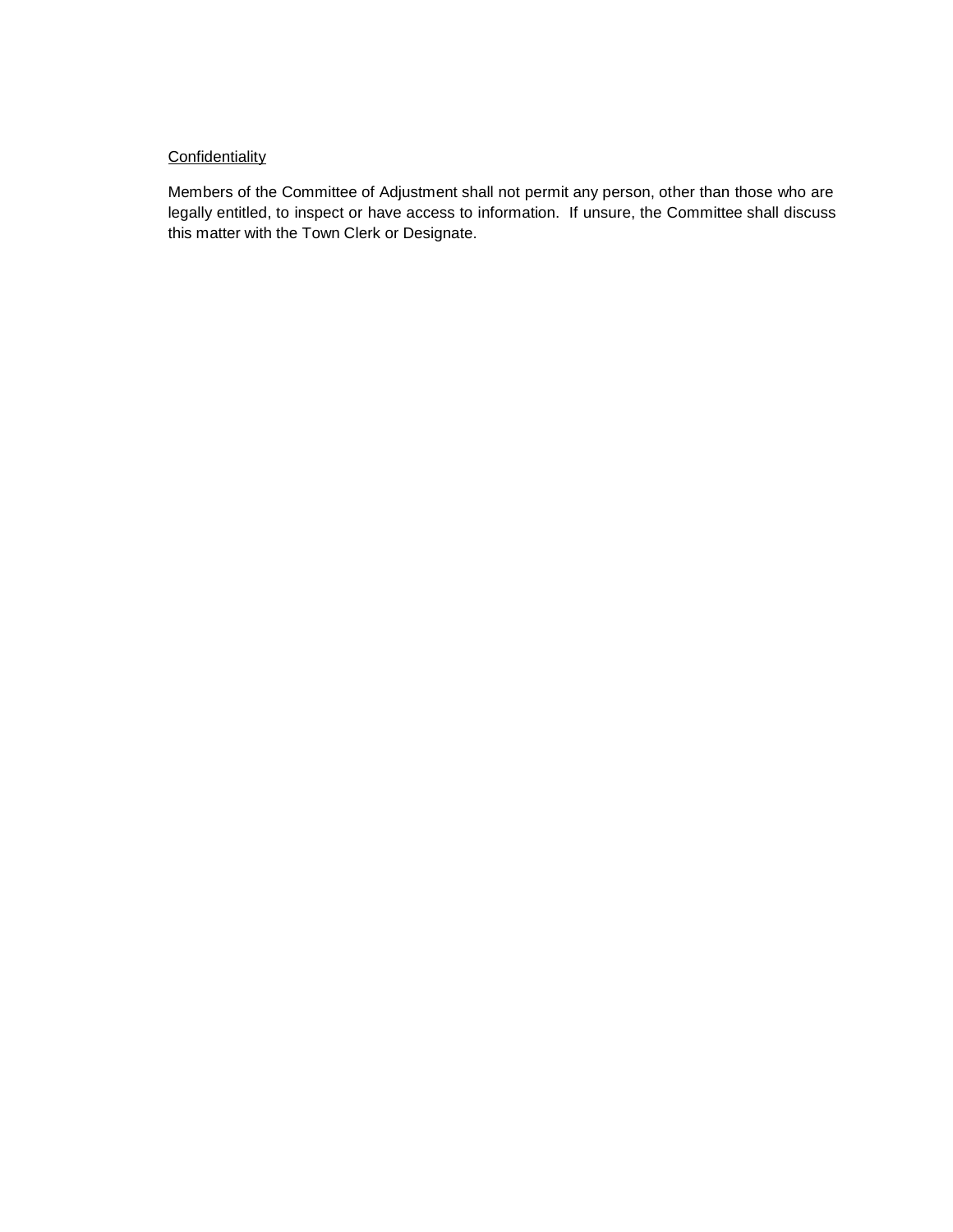Confidentiality

Members of the Committee of Adjustment shall not permit any person, other than those who are legally entitled, to inspect or have access to information.  If unsure, the Committee shall discuss this matter with the Town Clerk or Designate.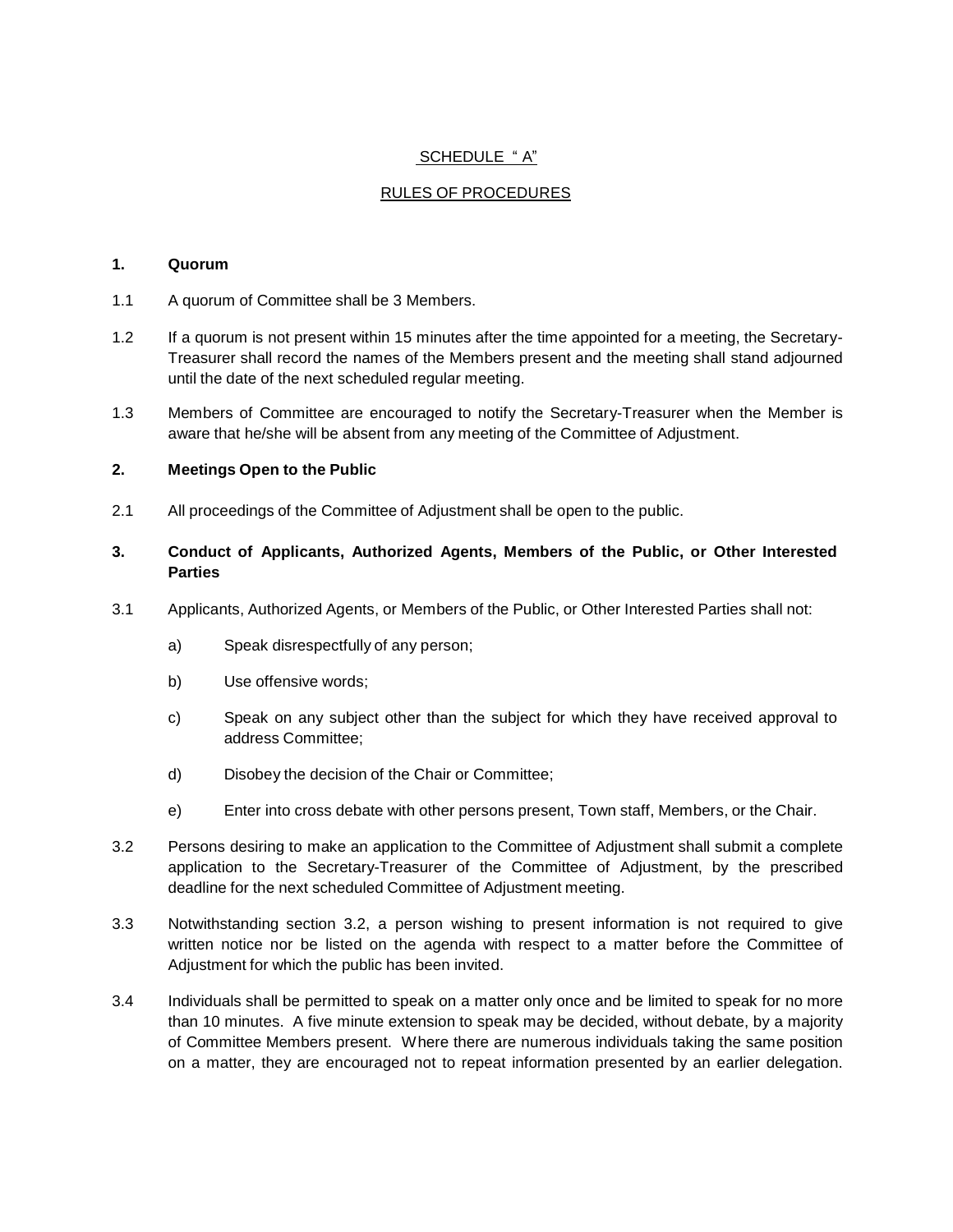SCHEDULE " A"

RULES OF PROCEDURES

**1. Quorum**

1.1 A quorum of Committee shall be 3 Members.

1.2 If a quorum is not present within 15 minutes after the time appointed for a meeting, the Secretary-Treasurer shall record the names of the Members present and the meeting shall stand adjourned until the date of the next scheduled regular meeting.

1.3 Members of Committee are encouraged to notify the Secretary-Treasurer when the Member is aware that he/she will be absent from any meeting of the Committee of Adjustment.

**2. Meetings Open to the Public**

2.1 All proceedings of the Committee of Adjustment shall be open to the public.

**3. Conduct of Applicants, Authorized Agents, Members of the Public, or Other Interested Parties**

3.1 Applicants, Authorized Agents, or Members of the Public, or Other Interested Parties shall not:

- a) Speak disrespectfully of any person;
- b) Use offensive words;
- c) Speak on any subject other than the subject for which they have received approval to address Committee;
- d) Disobey the decision of the Chair or Committee;
- e) Enter into cross debate with other persons present, Town staff, Members, or the Chair.

3.2 Persons desiring to make an application to the Committee of Adjustment shall submit a complete application to the Secretary-Treasurer of the Committee of Adjustment, by the prescribed deadline for the next scheduled Committee of Adjustment meeting.

3.3 Notwithstanding section 3.2, a person wishing to present information is not required to give written notice nor be listed on the agenda with respect to a matter before the Committee of Adjustment for which the public has been invited.

3.4 Individuals shall be permitted to speak on a matter only once and be limited to speak for no more than 10 minutes. A five minute extension to speak may be decided, without debate, by a majority of Committee Members present. Where there are numerous individuals taking the same position on a matter, they are encouraged not to repeat information presented by an earlier delegation.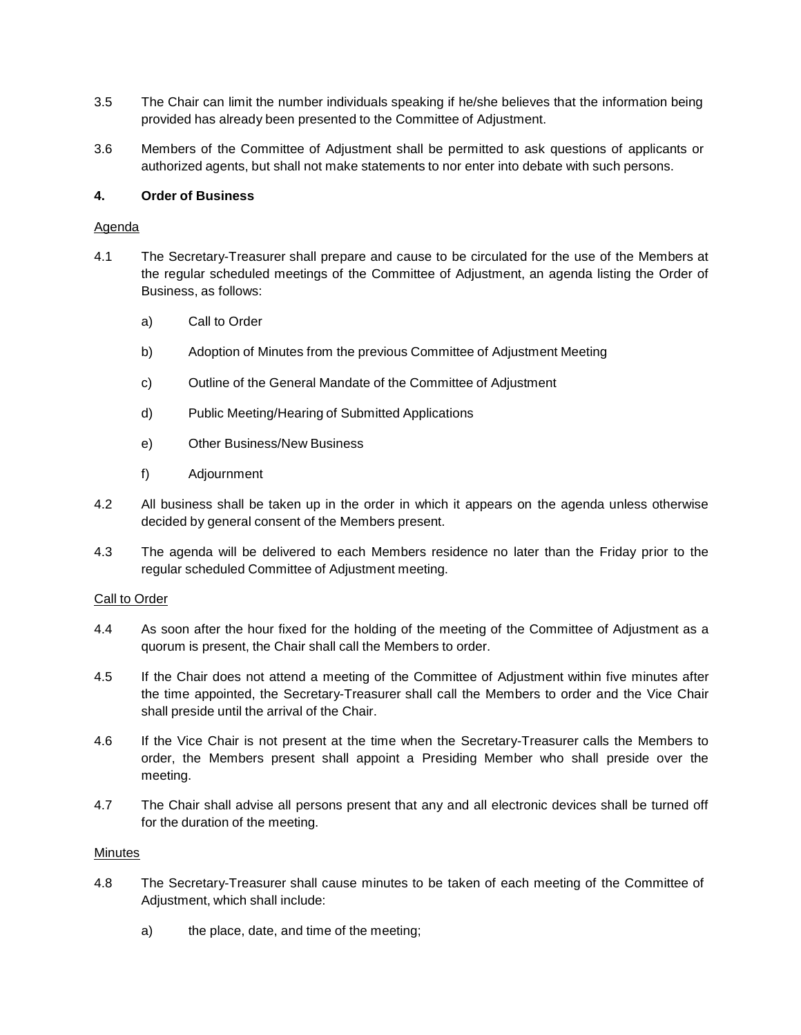3.5 The Chair can limit the number individuals speaking if he/she believes that the information being provided has already been presented to the Committee of Adjustment.

3.6 Members of the Committee of Adjustment shall be permitted to ask questions of applicants or authorized agents, but shall not make statements to nor enter into debate with such persons.

## 4. Order of Business

Agenda

4.1 The Secretary-Treasurer shall prepare and cause to be circulated for the use of the Members at the regular scheduled meetings of the Committee of Adjustment, an agenda listing the Order of Business, as follows:

  a) Call to Order

  b) Adoption of Minutes from the previous Committee of Adjustment Meeting

  c) Outline of the General Mandate of the Committee of Adjustment

  d) Public Meeting/Hearing of Submitted Applications

  e) Other Business/New Business

  f) Adjournment

4.2 All business shall be taken up in the order in which it appears on the agenda unless otherwise decided by general consent of the Members present.

4.3 The agenda will be delivered to each Members residence no later than the Friday prior to the regular scheduled Committee of Adjustment meeting.

Call to Order

4.4 As soon after the hour fixed for the holding of the meeting of the Committee of Adjustment as a quorum is present, the Chair shall call the Members to order.

4.5 If the Chair does not attend a meeting of the Committee of Adjustment within five minutes after the time appointed, the Secretary-Treasurer shall call the Members to order and the Vice Chair shall preside until the arrival of the Chair.

4.6 If the Vice Chair is not present at the time when the Secretary-Treasurer calls the Members to order, the Members present shall appoint a Presiding Member who shall preside over the meeting.

4.7 The Chair shall advise all persons present that any and all electronic devices shall be turned off for the duration of the meeting.

Minutes

4.8 The Secretary-Treasurer shall cause minutes to be taken of each meeting of the Committee of Adjustment, which shall include:

  a) the place, date, and time of the meeting;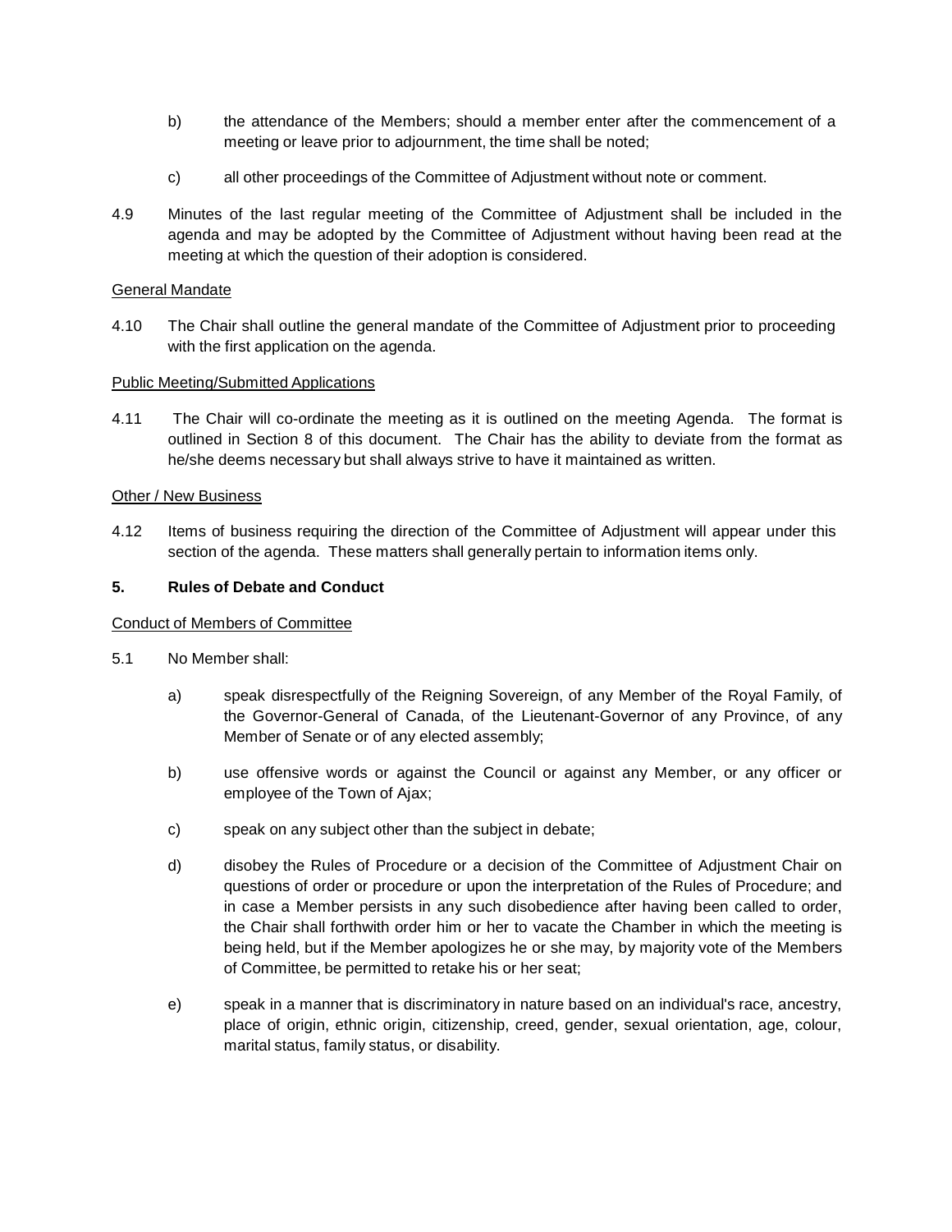b) the attendance of the Members; should a member enter after the commencement of a meeting or leave prior to adjournment, the time shall be noted;

c) all other proceedings of the Committee of Adjustment without note or comment.

4.9 Minutes of the last regular meeting of the Committee of Adjustment shall be included in the agenda and may be adopted by the Committee of Adjustment without having been read at the meeting at which the question of their adoption is considered.

<u>General Mandate</u>

4.10 The Chair shall outline the general mandate of the Committee of Adjustment prior to proceeding with the first application on the agenda.

<u>Public Meeting/Submitted Applications</u>

4.11 The Chair will co-ordinate the meeting as it is outlined on the meeting Agenda. The format is outlined in Section 8 of this document. The Chair has the ability to deviate from the format as he/she deems necessary but shall always strive to have it maintained as written.

<u>Other / New Business</u>

4.12 Items of business requiring the direction of the Committee of Adjustment will appear under this section of the agenda. These matters shall generally pertain to information items only.

## 5. Rules of Debate and Conduct

<u>Conduct of Members of Committee</u>

5.1 No Member shall:

a) speak disrespectfully of the Reigning Sovereign, of any Member of the Royal Family, of the Governor-General of Canada, of the Lieutenant-Governor of any Province, of any Member of Senate or of any elected assembly;

b) use offensive words or against the Council or against any Member, or any officer or employee of the Town of Ajax;

c) speak on any subject other than the subject in debate;

d) disobey the Rules of Procedure or a decision of the Committee of Adjustment Chair on questions of order or procedure or upon the interpretation of the Rules of Procedure; and in case a Member persists in any such disobedience after having been called to order, the Chair shall forthwith order him or her to vacate the Chamber in which the meeting is being held, but if the Member apologizes he or she may, by majority vote of the Members of Committee, be permitted to retake his or her seat;

e) speak in a manner that is discriminatory in nature based on an individual's race, ancestry, place of origin, ethnic origin, citizenship, creed, gender, sexual orientation, age, colour, marital status, family status, or disability.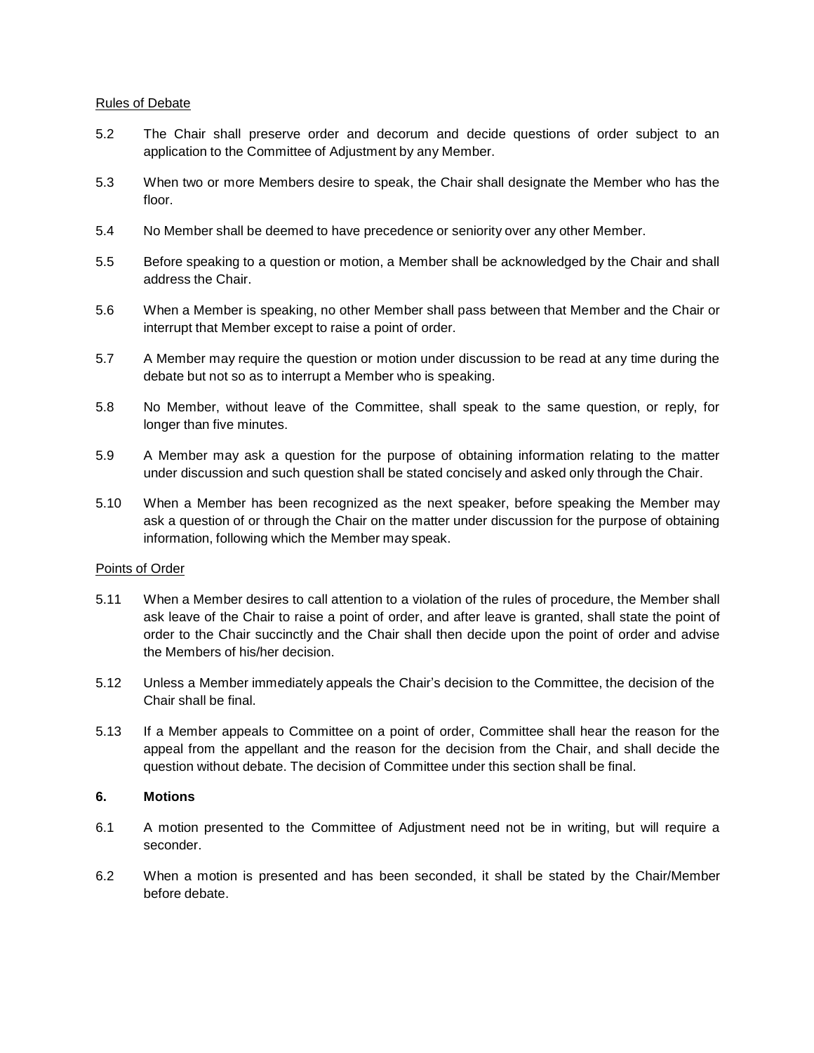Rules of Debate

5.2 The Chair shall preserve order and decorum and decide questions of order subject to an application to the Committee of Adjustment by any Member.

5.3 When two or more Members desire to speak, the Chair shall designate the Member who has the floor.

5.4 No Member shall be deemed to have precedence or seniority over any other Member.

5.5 Before speaking to a question or motion, a Member shall be acknowledged by the Chair and shall address the Chair.

5.6 When a Member is speaking, no other Member shall pass between that Member and the Chair or interrupt that Member except to raise a point of order.

5.7 A Member may require the question or motion under discussion to be read at any time during the debate but not so as to interrupt a Member who is speaking.

5.8 No Member, without leave of the Committee, shall speak to the same question, or reply, for longer than five minutes.

5.9 A Member may ask a question for the purpose of obtaining information relating to the matter under discussion and such question shall be stated concisely and asked only through the Chair.

5.10 When a Member has been recognized as the next speaker, before speaking the Member may ask a question of or through the Chair on the matter under discussion for the purpose of obtaining information, following which the Member may speak.

Points of Order

5.11 When a Member desires to call attention to a violation of the rules of procedure, the Member shall ask leave of the Chair to raise a point of order, and after leave is granted, shall state the point of order to the Chair succinctly and the Chair shall then decide upon the point of order and advise the Members of his/her decision.

5.12 Unless a Member immediately appeals the Chair's decision to the Committee, the decision of the Chair shall be final.

5.13 If a Member appeals to Committee on a point of order, Committee shall hear the reason for the appeal from the appellant and the reason for the decision from the Chair, and shall decide the question without debate. The decision of Committee under this section shall be final.

## 6. Motions

6.1 A motion presented to the Committee of Adjustment need not be in writing, but will require a seconder.

6.2 When a motion is presented and has been seconded, it shall be stated by the Chair/Member before debate.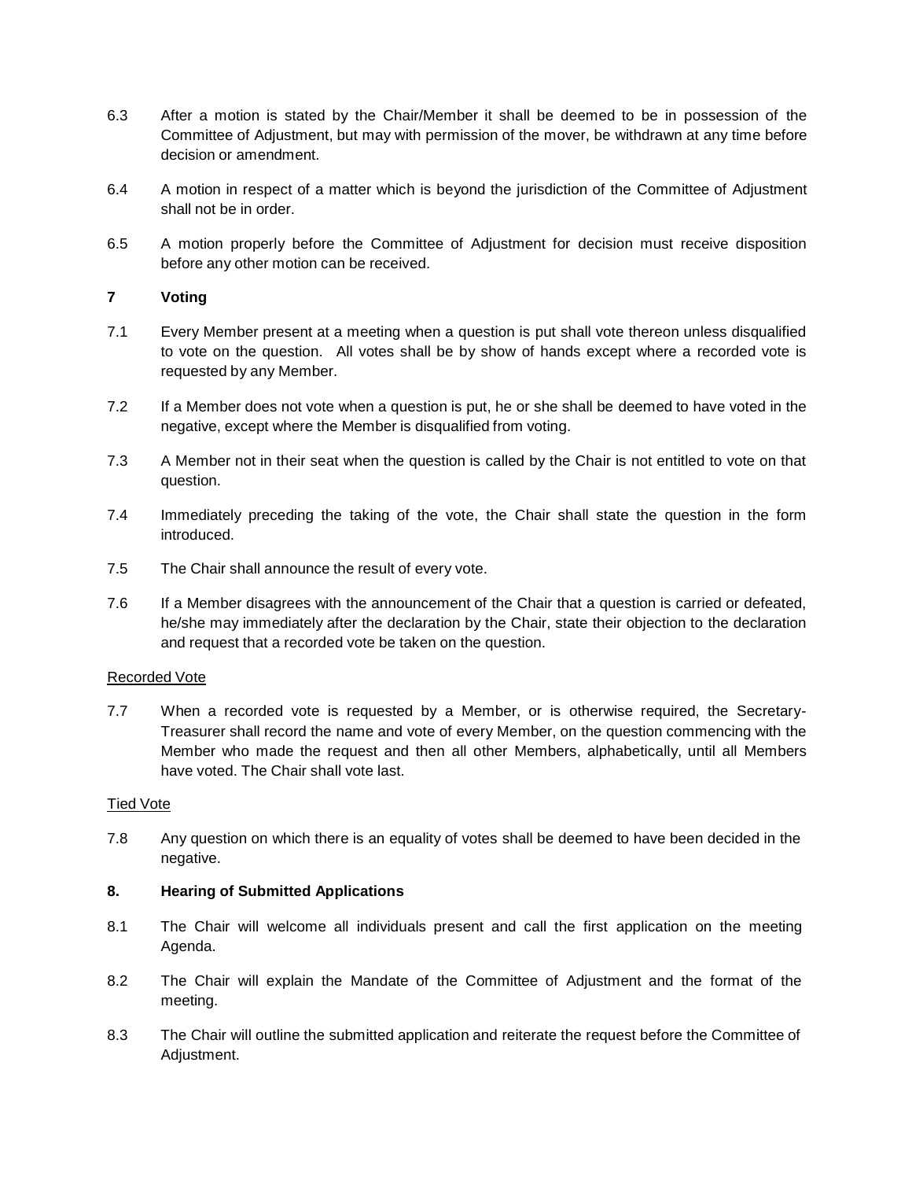6.3 After a motion is stated by the Chair/Member it shall be deemed to be in possession of the Committee of Adjustment, but may with permission of the mover, be withdrawn at any time before decision or amendment.

6.4 A motion in respect of a matter which is beyond the jurisdiction of the Committee of Adjustment shall not be in order.

6.5 A motion properly before the Committee of Adjustment for decision must receive disposition before any other motion can be received.

## 7 Voting

7.1 Every Member present at a meeting when a question is put shall vote thereon unless disqualified to vote on the question. All votes shall be by show of hands except where a recorded vote is requested by any Member.

7.2 If a Member does not vote when a question is put, he or she shall be deemed to have voted in the negative, except where the Member is disqualified from voting.

7.3 A Member not in their seat when the question is called by the Chair is not entitled to vote on that question.

7.4 Immediately preceding the taking of the vote, the Chair shall state the question in the form introduced.

7.5 The Chair shall announce the result of every vote.

7.6 If a Member disagrees with the announcement of the Chair that a question is carried or defeated, he/she may immediately after the declaration by the Chair, state their objection to the declaration and request that a recorded vote be taken on the question.

Recorded Vote

7.7 When a recorded vote is requested by a Member, or is otherwise required, the Secretary-Treasurer shall record the name and vote of every Member, on the question commencing with the Member who made the request and then all other Members, alphabetically, until all Members have voted. The Chair shall vote last.

Tied Vote

7.8 Any question on which there is an equality of votes shall be deemed to have been decided in the negative.

## 8. Hearing of Submitted Applications

8.1 The Chair will welcome all individuals present and call the first application on the meeting Agenda.

8.2 The Chair will explain the Mandate of the Committee of Adjustment and the format of the meeting.

8.3 The Chair will outline the submitted application and reiterate the request before the Committee of Adjustment.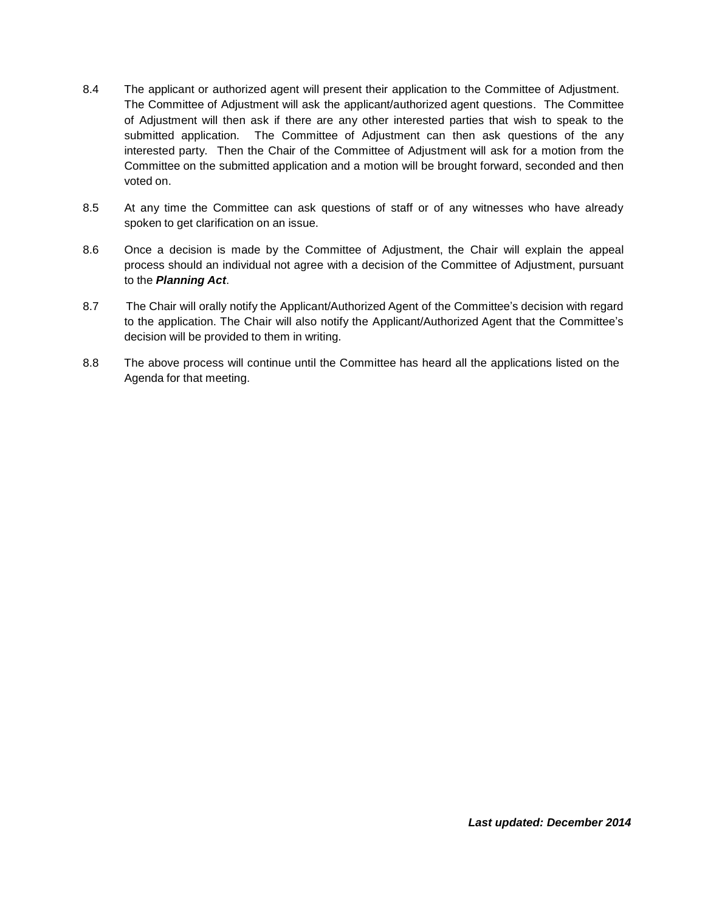8.4 The applicant or authorized agent will present their application to the Committee of Adjustment. The Committee of Adjustment will ask the applicant/authorized agent questions. The Committee of Adjustment will then ask if there are any other interested parties that wish to speak to the submitted application. The Committee of Adjustment can then ask questions of the any interested party. Then the Chair of the Committee of Adjustment will ask for a motion from the Committee on the submitted application and a motion will be brought forward, seconded and then voted on.

8.5 At any time the Committee can ask questions of staff or of any witnesses who have already spoken to get clarification on an issue.

8.6 Once a decision is made by the Committee of Adjustment, the Chair will explain the appeal process should an individual not agree with a decision of the Committee of Adjustment, pursuant to the ***Planning Act***.

8.7 The Chair will orally notify the Applicant/Authorized Agent of the Committee's decision with regard to the application. The Chair will also notify the Applicant/Authorized Agent that the Committee's decision will be provided to them in writing.

8.8 The above process will continue until the Committee has heard all the applications listed on the Agenda for that meeting.

***Last updated: December 2014***